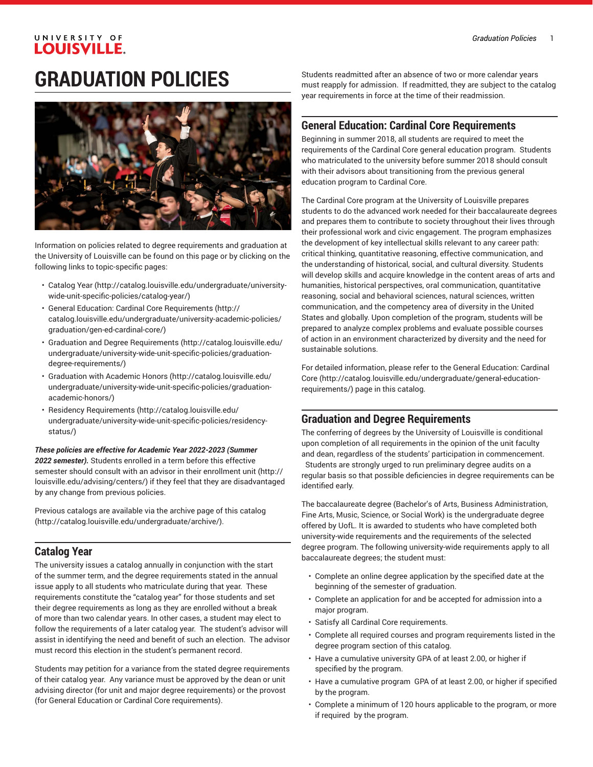# GRADUATION POLICIES

Information on policies related to degree requirements and graduation at the University of Louisville can be found on this page or by clicking on the following links to topic-specific pages:

- Catalog Year (http://catalog.louisville.edu/undergraduate/university-wide-unit-specific-policies/catalog-year/)
- General Education: Cardinal Core Requirements (http://catalog.louisville.edu/undergraduate/university-academic-policies/graduation/gen-ed-cardinal-core/)
- Graduation and Degree Requirements (http://catalog.louisville.edu/undergraduate/university-wide-unit-specific-policies/graduation-degree-requirements/)
- Graduation with Academic Honors (http://catalog.louisville.edu/undergraduate/university-wide-unit-specific-policies/graduation-academic-honors/)
- Residency Requirements (http://catalog.louisville.edu/undergraduate/university-wide-unit-specific-policies/residency-status/)

***These policies are effective for Academic Year 2022-2023 (Summer 2022 semester).*** Students enrolled in a term before this effective semester should consult with an advisor in their enrollment unit (http://louisville.edu/advising/centers/) if they feel that they are disadvantaged by any change from previous policies.

Previous catalogs are available via the archive page of this catalog (http://catalog.louisville.edu/undergraduate/archive/).

## Catalog Year

The university issues a catalog annually in conjunction with the start of the summer term, and the degree requirements stated in the annual issue apply to all students who matriculate during that year. These requirements constitute the "catalog year" for those students and set their degree requirements as long as they are enrolled without a break of more than two calendar years. In other cases, a student may elect to follow the requirements of a later catalog year. The student's advisor will assist in identifying the need and benefit of such an election. The advisor must record this election in the student's permanent record.

Students may petition for a variance from the stated degree requirements of their catalog year. Any variance must be approved by the dean or unit advising director (for unit and major degree requirements) or the provost (for General Education or Cardinal Core requirements).

Students readmitted after an absence of two or more calendar years must reapply for admission. If readmitted, they are subject to the catalog year requirements in force at the time of their readmission.

## General Education: Cardinal Core Requirements

Beginning in summer 2018, all students are required to meet the requirements of the Cardinal Core general education program. Students who matriculated to the university before summer 2018 should consult with their advisors about transitioning from the previous general education program to Cardinal Core.

The Cardinal Core program at the University of Louisville prepares students to do the advanced work needed for their baccalaureate degrees and prepares them to contribute to society throughout their lives through their professional work and civic engagement. The program emphasizes the development of key intellectual skills relevant to any career path: critical thinking, quantitative reasoning, effective communication, and the understanding of historical, social, and cultural diversity. Students will develop skills and acquire knowledge in the content areas of arts and humanities, historical perspectives, oral communication, quantitative reasoning, social and behavioral sciences, natural sciences, written communication, and the competency area of diversity in the United States and globally. Upon completion of the program, students will be prepared to analyze complex problems and evaluate possible courses of action in an environment characterized by diversity and the need for sustainable solutions.

For detailed information, please refer to the General Education: Cardinal Core (http://catalog.louisville.edu/undergraduate/general-education-requirements/) page in this catalog.

## Graduation and Degree Requirements

The conferring of degrees by the University of Louisville is conditional upon completion of all requirements in the opinion of the unit faculty and dean, regardless of the students' participation in commencement. Students are strongly urged to run preliminary degree audits on a regular basis so that possible deficiencies in degree requirements can be identified early.

The baccalaureate degree (Bachelor's of Arts, Business Administration, Fine Arts, Music, Science, or Social Work) is the undergraduate degree offered by UofL. It is awarded to students who have completed both university-wide requirements and the requirements of the selected degree program. The following university-wide requirements apply to all baccalaureate degrees; the student must:

- Complete an online degree application by the specified date at the beginning of the semester of graduation.
- Complete an application for and be accepted for admission into a major program.
- Satisfy all Cardinal Core requirements.
- Complete all required courses and program requirements listed in the degree program section of this catalog.
- Have a cumulative university GPA of at least 2.00, or higher if specified by the program.
- Have a cumulative program GPA of at least 2.00, or higher if specified by the program.
- Complete a minimum of 120 hours applicable to the program, or more if required by the program.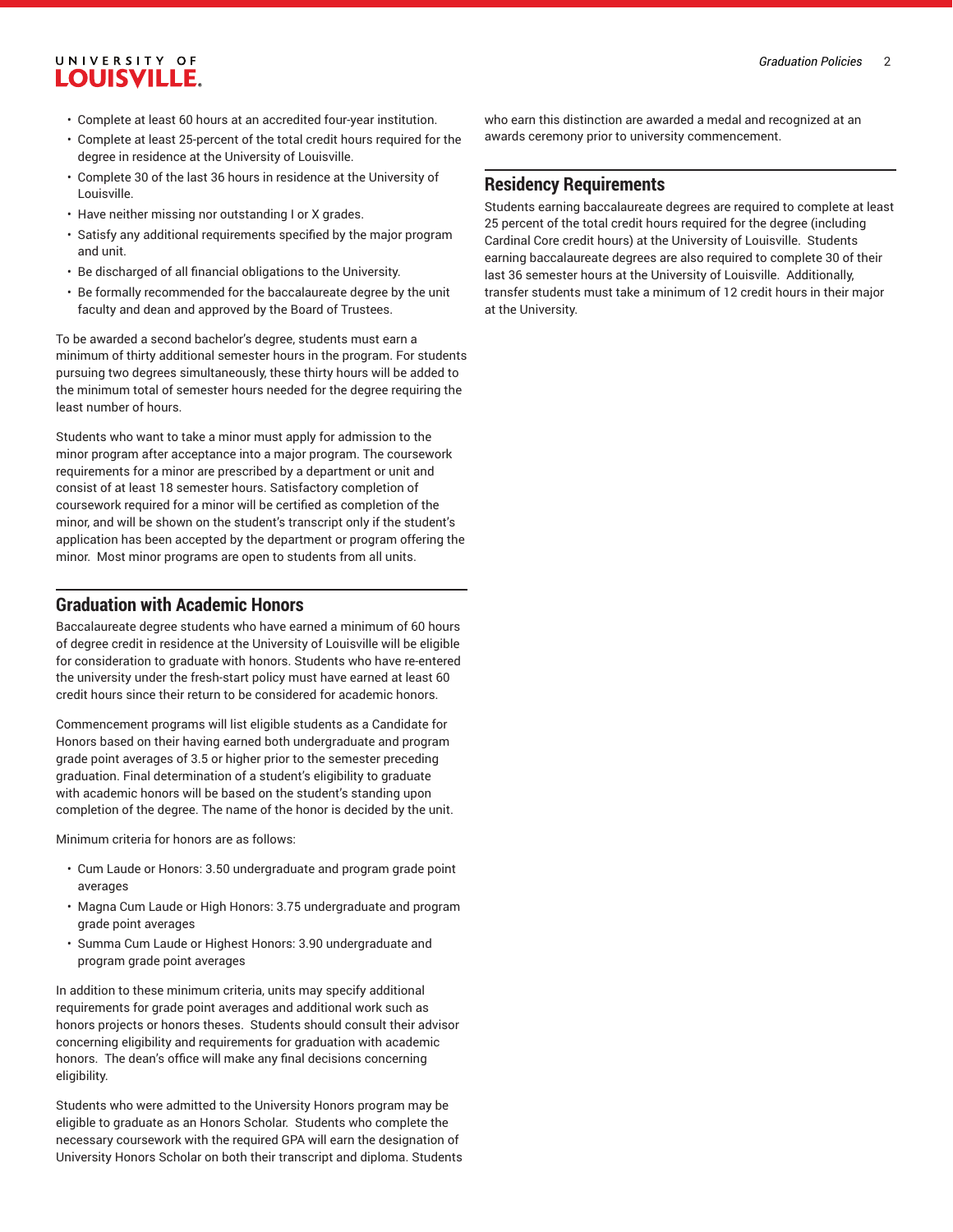- Complete at least 60 hours at an accredited four-year institution.
- Complete at least 25-percent of the total credit hours required for the degree in residence at the University of Louisville.
- Complete 30 of the last 36 hours in residence at the University of Louisville.
- Have neither missing nor outstanding I or X grades.
- Satisfy any additional requirements specified by the major program and unit.
- Be discharged of all financial obligations to the University.
- Be formally recommended for the baccalaureate degree by the unit faculty and dean and approved by the Board of Trustees.

To be awarded a second bachelor's degree, students must earn a minimum of thirty additional semester hours in the program. For students pursuing two degrees simultaneously, these thirty hours will be added to the minimum total of semester hours needed for the degree requiring the least number of hours.

Students who want to take a minor must apply for admission to the minor program after acceptance into a major program. The coursework requirements for a minor are prescribed by a department or unit and consist of at least 18 semester hours. Satisfactory completion of coursework required for a minor will be certified as completion of the minor, and will be shown on the student's transcript only if the student's application has been accepted by the department or program offering the minor. Most minor programs are open to students from all units.

## Graduation with Academic Honors

Baccalaureate degree students who have earned a minimum of 60 hours of degree credit in residence at the University of Louisville will be eligible for consideration to graduate with honors. Students who have re-entered the university under the fresh-start policy must have earned at least 60 credit hours since their return to be considered for academic honors.

Commencement programs will list eligible students as a Candidate for Honors based on their having earned both undergraduate and program grade point averages of 3.5 or higher prior to the semester preceding graduation. Final determination of a student's eligibility to graduate with academic honors will be based on the student's standing upon completion of the degree. The name of the honor is decided by the unit.

Minimum criteria for honors are as follows:

- Cum Laude or Honors: 3.50 undergraduate and program grade point averages
- Magna Cum Laude or High Honors: 3.75 undergraduate and program grade point averages
- Summa Cum Laude or Highest Honors: 3.90 undergraduate and program grade point averages

In addition to these minimum criteria, units may specify additional requirements for grade point averages and additional work such as honors projects or honors theses. Students should consult their advisor concerning eligibility and requirements for graduation with academic honors. The dean's office will make any final decisions concerning eligibility.

Students who were admitted to the University Honors program may be eligible to graduate as an Honors Scholar. Students who complete the necessary coursework with the required GPA will earn the designation of University Honors Scholar on both their transcript and diploma. Students who earn this distinction are awarded a medal and recognized at an awards ceremony prior to university commencement.

## Residency Requirements

Students earning baccalaureate degrees are required to complete at least 25 percent of the total credit hours required for the degree (including Cardinal Core credit hours) at the University of Louisville. Students earning baccalaureate degrees are also required to complete 30 of their last 36 semester hours at the University of Louisville. Additionally, transfer students must take a minimum of 12 credit hours in their major at the University.